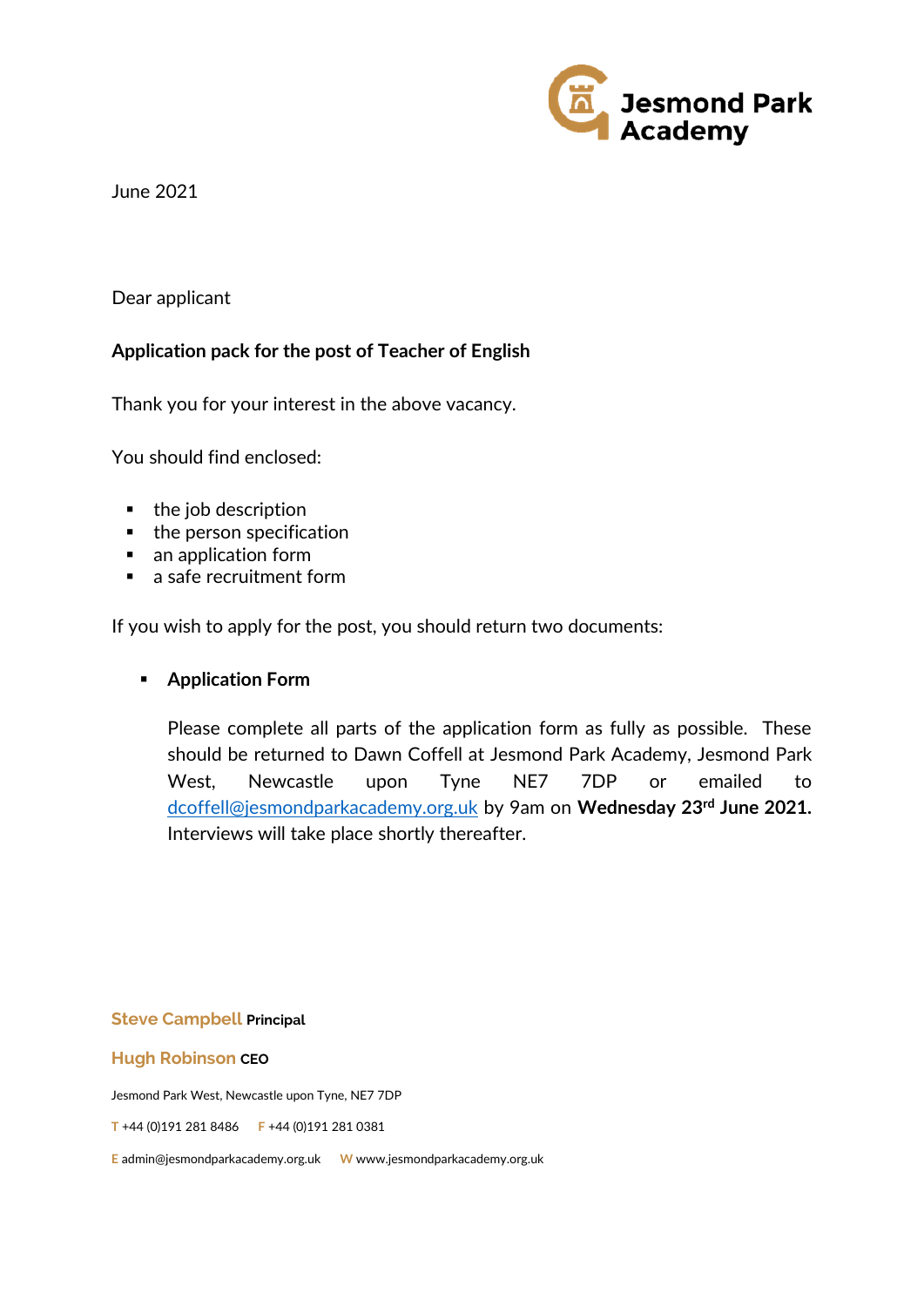Jesmond Park Academy

June 2021

Dear applicant

**Application pack for the post of Teacher of English**

Thank you for your interest in the above vacancy.

You should find enclosed:

- the job description
- the person specification
- an application form
- a safe recruitment form

If you wish to apply for the post, you should return two documents:

- **Application Form**

  Please complete all parts of the application form as fully as possible. These should be returned to Dawn Coffell at Jesmond Park Academy, Jesmond Park West, Newcastle upon Tyne NE7 7DP or emailed to dcoffell@jesmondparkacademy.org.uk by 9am on **Wednesday 23rd June 2021.** Interviews will take place shortly thereafter.

**Steve Campbell** Principal

**Hugh Robinson** CEO

Jesmond Park West, Newcastle upon Tyne, NE7 7DP

T +44 (0)191 281 8486 F +44 (0)191 281 0381

E admin@jesmondparkacademy.org.uk W www.jesmondparkacademy.org.uk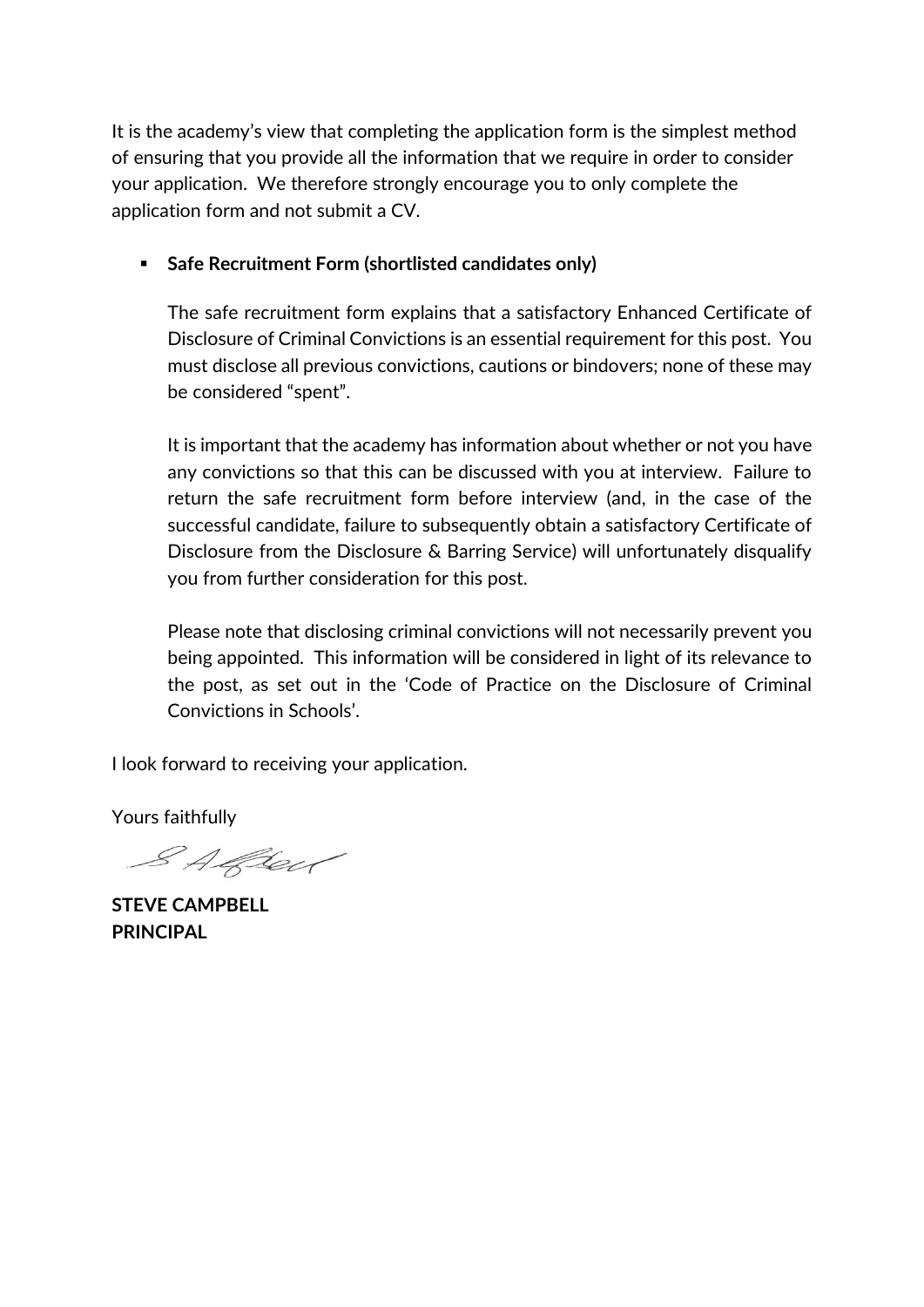It is the academy's view that completing the application form is the simplest method of ensuring that you provide all the information that we require in order to consider your application. We therefore strongly encourage you to only complete the application form and not submit a CV.

- **Safe Recruitment Form (shortlisted candidates only)**

  The safe recruitment form explains that a satisfactory Enhanced Certificate of Disclosure of Criminal Convictions is an essential requirement for this post. You must disclose all previous convictions, cautions or bindovers; none of these may be considered "spent".

  It is important that the academy has information about whether or not you have any convictions so that this can be discussed with you at interview. Failure to return the safe recruitment form before interview (and, in the case of the successful candidate, failure to subsequently obtain a satisfactory Certificate of Disclosure from the Disclosure & Barring Service) will unfortunately disqualify you from further consideration for this post.

  Please note that disclosing criminal convictions will not necessarily prevent you being appointed. This information will be considered in light of its relevance to the post, as set out in the 'Code of Practice on the Disclosure of Criminal Convictions in Schools'.

I look forward to receiving your application.

Yours faithfully

**STEVE CAMPBELL**
**PRINCIPAL**